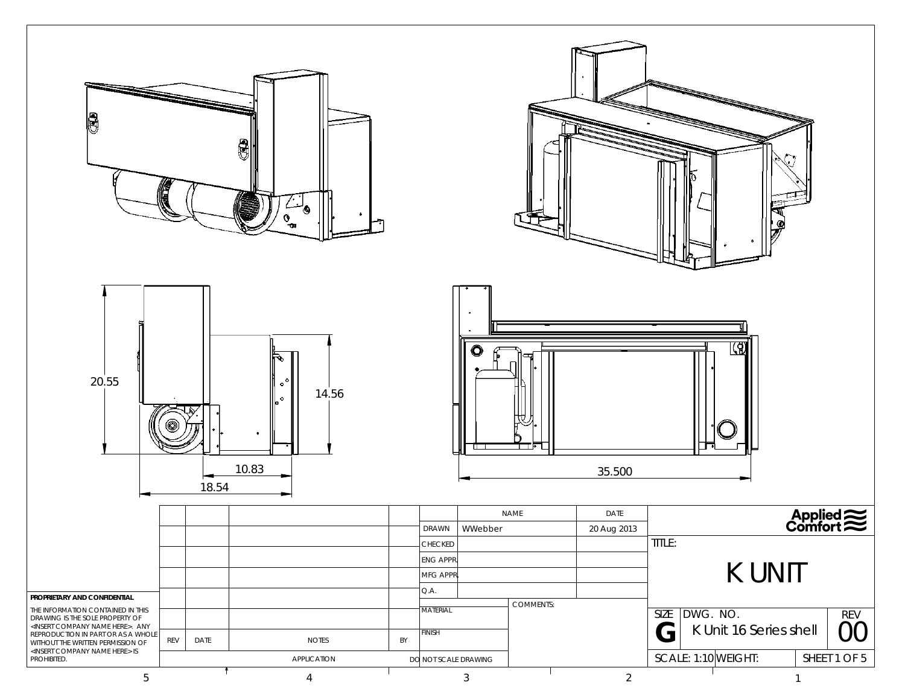20.55

14.56

10.83

18.54

35.500

| | | | | | NAME | DATE |
|---|---|---|---|---|---|---|
| | | | | DRAWN | WWebber | 20 Aug 2013 |
| | | | | CHECKED | | |
| | | | | ENG APPR. | | |
| | | | | MFG APPR. | | |
| | | | | Q.A. | | |
| | | | | MATERIAL | COMMENTS: | |
| | | | | FINISH | | |
| REV | DATE | NOTES | BY | | | |
| | | APPLICATION | | DO NOT SCALE DRAWING | | |

**PROPRIETARY AND CONFIDENTIAL**

THE INFORMATION CONTAINED IN THIS DRAWING IS THE SOLE PROPERTY OF <INSERT COMPANY NAME HERE>. ANY REPRODUCTION IN PART OR AS A WHOLE WITHOUT THE WRITTEN PERMISSION OF <INSERT COMPANY NAME HERE> IS PROHIBITED.

Applied Comfort

TITLE:

# K UNIT

| SIZE | DWG. NO. | REV |
|---|---|---|
| G | K Unit 16 Series shell | 00 |
| SCALE: 1:10 | WEIGHT: | SHEET 1 OF 5 |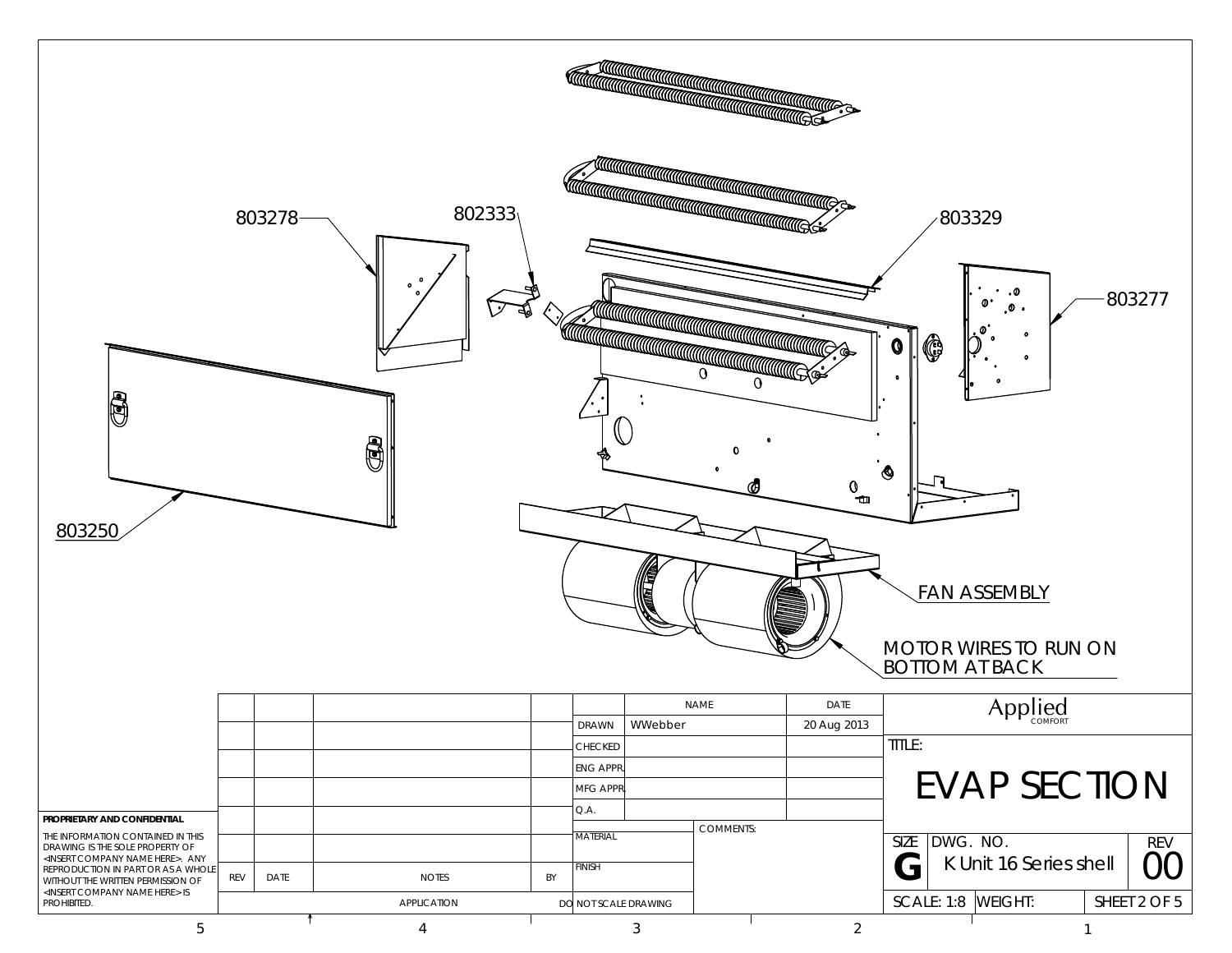803278

802333

803329

803277

803250

FAN ASSEMBLY

MOTOR WIRES TO RUN ON BOTTOM AT BACK

| REV | DATE | NOTES | BY |
|---|---|---|---|
| | | | |
| | | | |
| | | | |
| | | | |
| | | | |
| | | | |

APPLICATION

| | NAME | DATE |
|---|---|---|
| DRAWN | WWebber | 20 Aug 2013 |
| CHECKED | | |
| ENG APPR. | | |
| MFG APPR. | | |
| Q.A. | | |

MATERIAL

FINISH

COMMENTS:

DO NOT SCALE DRAWING

**PROPRIETARY AND CONFIDENTIAL**

THE INFORMATION CONTAINED IN THIS DRAWING IS THE SOLE PROPERTY OF <INSERT COMPANY NAME HERE>. ANY REPRODUCTION IN PART OR AS A WHOLE WITHOUT THE WRITTEN PERMISSION OF <INSERT COMPANY NAME HERE> IS PROHIBITED.

Applied COMFORT

TITLE:

# EVAP SECTION

| SIZE | DWG. NO. | REV |
|---|---|---|
| G | K Unit 16 Series shell | 00 |

SCALE: 1:8 | WEIGHT: | SHEET 2 OF 5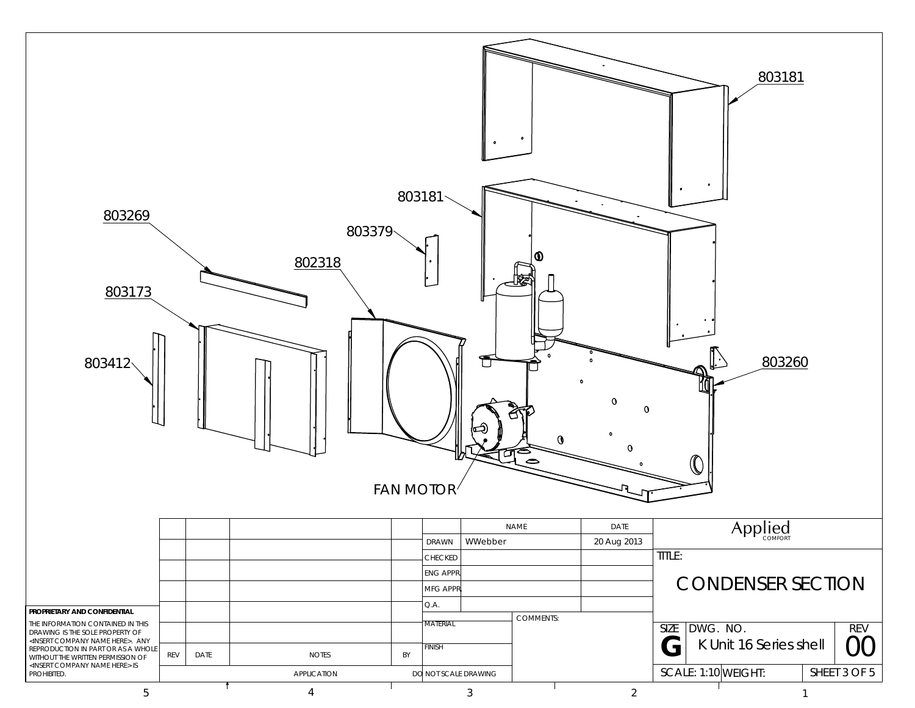803181

803181

803269

803379

802318

803173

803412

803260

FAN MOTOR

**PROPRIETARY AND CONFIDENTIAL**

THE INFORMATION CONTAINED IN THIS DRAWING IS THE SOLE PROPERTY OF <INSERT COMPANY NAME HERE>. ANY REPRODUCTION IN PART OR AS A WHOLE WITHOUT THE WRITTEN PERMISSION OF <INSERT COMPANY NAME HERE> IS PROHIBITED.

| REV | DATE | NOTES | BY |
| --- | --- | --- | --- |
| | | APPLICATION | |

| | NAME | DATE |
| --- | --- | --- |
| DRAWN | WWebber | 20 Aug 2013 |
| CHECKED | | |
| ENG APPR. | | |
| MFG APPR. | | |
| Q.A. | | |
| MATERIAL | COMMENTS: | |
| FINISH | | |
| DO NOT SCALE DRAWING | | |

Applied COMFORT

TITLE:

# CONDENSER SECTION

| SIZE | DWG. NO. | REV |
| --- | --- | --- |
| G | K Unit 16 Series shell | 00 |
| SCALE: 1:10 | WEIGHT: | SHEET 3 OF 5 |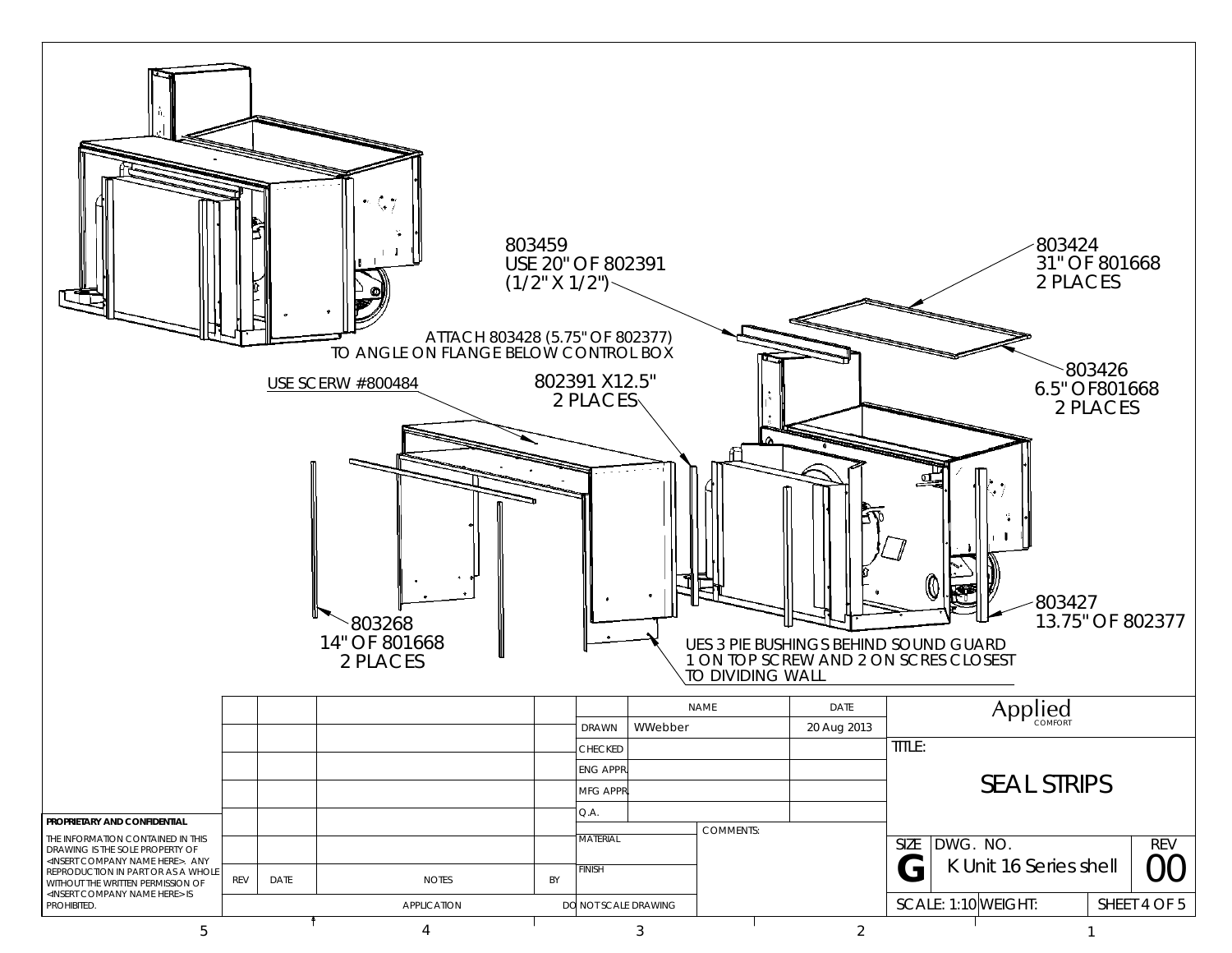803459
USE 20" OF 802391
(1/2" X 1/2")

803424
31" OF 801668
2 PLACES

ATTACH 803428 (5.75" OF 802377)
TO ANGLE ON FLANGE BELOW CONTROL BOX

803426
6.5" OF801668
2 PLACES

USE SCERW #800484

802391 X12.5"
2 PLACES

803427
13.75" OF 802377

803268
14" OF 801668
2 PLACES

UES 3 PIE BUSHINGS BEHIND SOUND GUARD
1 ON TOP SCREW AND 2 ON SCRES CLOSEST
TO DIVIDING WALL

| REV | DATE | NOTES | BY |
|---|---|---|---|
| | | | |
| | | | |
| | | | |
| | | | |
| | | | |
| | | | |

APPLICATION

| | NAME | DATE |
|---|---|---|
| DRAWN | WWebber | 20 Aug 2013 |
| CHECKED | | |
| ENG APPR. | | |
| MFG APPR. | | |
| Q.A. | | |

MATERIAL

FINISH

DO NOT SCALE DRAWING

COMMENTS:

Applied COMFORT

TITLE:

SEAL STRIPS

SIZE: G | DWG. NO.: K Unit 16 Series shell | REV: 00

SCALE: 1:10 | WEIGHT: | SHEET 4 OF 5

**PROPRIETARY AND CONFIDENTIAL**

THE INFORMATION CONTAINED IN THIS DRAWING IS THE SOLE PROPERTY OF <INSERT COMPANY NAME HERE>. ANY REPRODUCTION IN PART OR AS A WHOLE WITHOUT THE WRITTEN PERMISSION OF <INSERT COMPANY NAME HERE> IS PROHIBITED.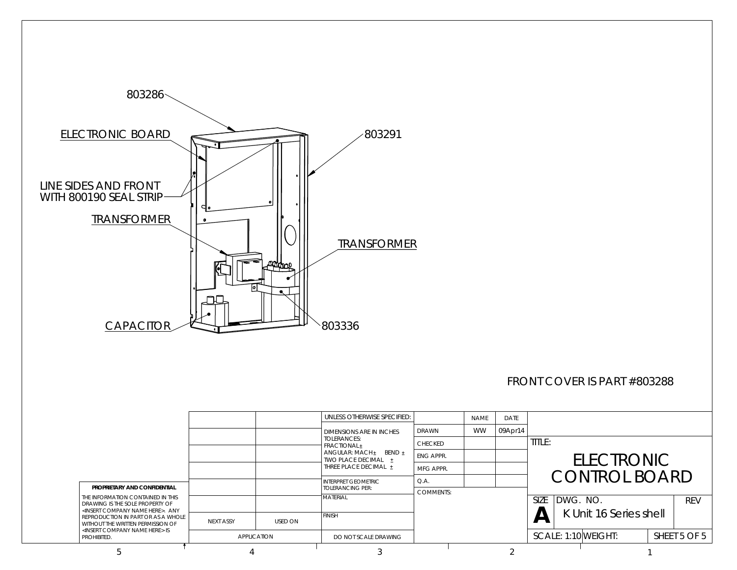803286

ELECTRONIC BOARD

LINE SIDES AND FRONT WITH 800190 SEAL STRIP

TRANSFORMER

CAPACITOR

803291

TRANSFORMER

803336

FRONT COVER IS PART #803288

| | | | | | |
|---|---|---|---|---|---|
| | | UNLESS OTHERWISE SPECIFIED: | | NAME | DATE |
| | | DIMENSIONS ARE IN INCHES TOLERANCES: FRACTIONAL± ANGULAR: MACH± BEND ± TWO PLACE DECIMAL ± THREE PLACE DECIMAL ± | DRAWN | WW | 09Apr14 |
| | | | CHECKED | | |
| | | | ENG APPR. | | |
| | | | MFG APPR. | | |
| | | INTERPRET GEOMETRIC TOLERANCING PER: | Q.A. | | |
| | | MATERIAL | COMMENTS: | | |
| NEXT ASSY | USED ON | FINISH | | | |
| APPLICATION | | DO NOT SCALE DRAWING | | | |

**PROPRIETARY AND CONFIDENTIAL**

THE INFORMATION CONTAINED IN THIS DRAWING IS THE SOLE PROPERTY OF <INSERT COMPANY NAME HERE>. ANY REPRODUCTION IN PART OR AS A WHOLE WITHOUT THE WRITTEN PERMISSION OF <INSERT COMPANY NAME HERE> IS PROHIBITED.

TITLE:

# ELECTRONIC CONTROL BOARD

| SIZE | DWG. NO. | REV |
|---|---|---|
| A | K Unit 16 Series shell | |

SCALE: 1:10 WEIGHT: SHEET 5 OF 5